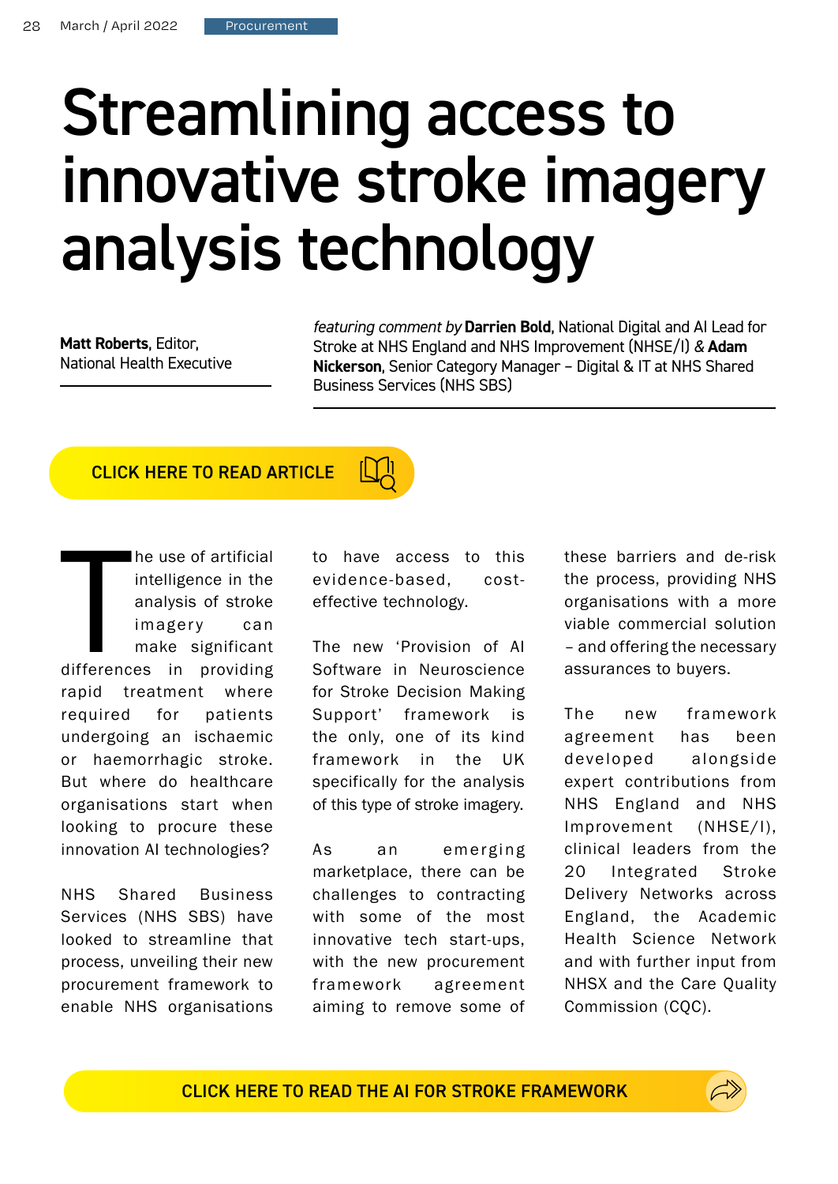# Streamlining access to innovative stroke imagery analysis technology

**Matt Roberts**, Editor, National Health Executive

*featuring comment by* **Darrien Bold**, National Digital and AI Lead for Stroke at NHS England and NHS Improvement (NHSE/I) & **Adam Nickerson**, Senior Category Manager – Digital & IT at NHS Shared Business Services (NHS SBS)

**CLICK HERE TO READ ARTICLE**

The use of artificial intelligence in the analysis of stroke imagery can make significant differences in providing rapid treatment where required for patients undergoing an ischaemic or haemorrhagic stroke. But where do healthcare organisations start when looking to procure these innovation AI technologies?

NHS Shared Business Services (NHS SBS) have looked to streamline that process, unveiling their new procurement framework to enable NHS organisations to have access to this evidence-based, cost-effective technology.

The new 'Provision of AI Software in Neuroscience for Stroke Decision Making Support' framework is the only, one of its kind framework in the UK specifically for the analysis of this type of stroke imagery.

As an emerging marketplace, there can be challenges to contracting with some of the most innovative tech start-ups, with the new procurement framework agreement aiming to remove some of these barriers and de-risk the process, providing NHS organisations with a more viable commercial solution – and offering the necessary assurances to buyers.

The new framework agreement has been developed alongside expert contributions from NHS England and NHS Improvement (NHSE/I), clinical leaders from the 20 Integrated Stroke Delivery Networks across England, the Academic Health Science Network and with further input from NHSX and the Care Quality Commission (CQC).

**CLICK HERE TO READ THE AI FOR STROKE FRAMEWORK**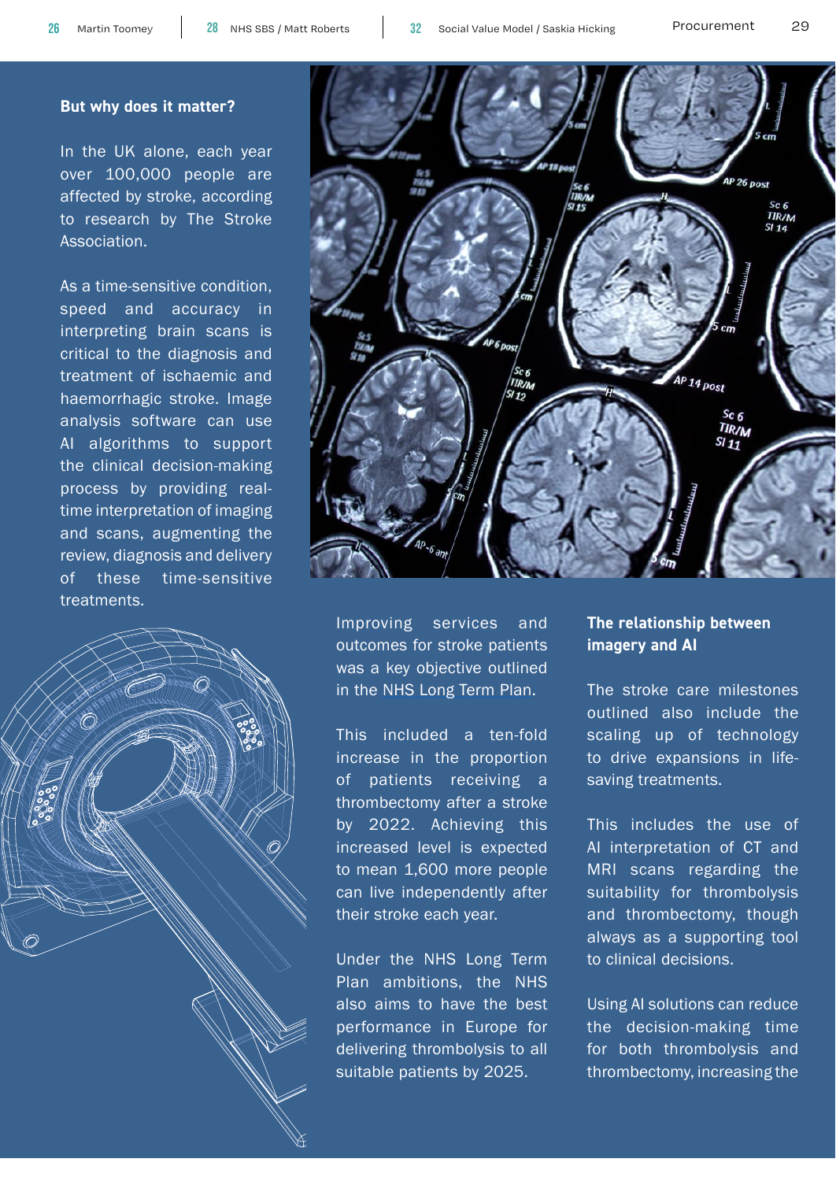### But why does it matter?

In the UK alone, each year over 100,000 people are affected by stroke, according to research by The Stroke Association.

As a time-sensitive condition, speed and accuracy in interpreting brain scans is critical to the diagnosis and treatment of ischaemic and haemorrhagic stroke. Image analysis software can use AI algorithms to support the clinical decision-making process by providing real-time interpretation of imaging and scans, augmenting the review, diagnosis and delivery of these time-sensitive treatments.

Improving services and outcomes for stroke patients was a key objective outlined in the NHS Long Term Plan.

This included a ten-fold increase in the proportion of patients receiving a thrombectomy after a stroke by 2022. Achieving this increased level is expected to mean 1,600 more people can live independently after their stroke each year.

Under the NHS Long Term Plan ambitions, the NHS also aims to have the best performance in Europe for delivering thrombolysis to all suitable patients by 2025.

### The relationship between imagery and AI

The stroke care milestones outlined also include the scaling up of technology to drive expansions in life-saving treatments.

This includes the use of AI interpretation of CT and MRI scans regarding the suitability for thrombolysis and thrombectomy, though always as a supporting tool to clinical decisions.

Using AI solutions can reduce the decision-making time for both thrombolysis and thrombectomy, increasing the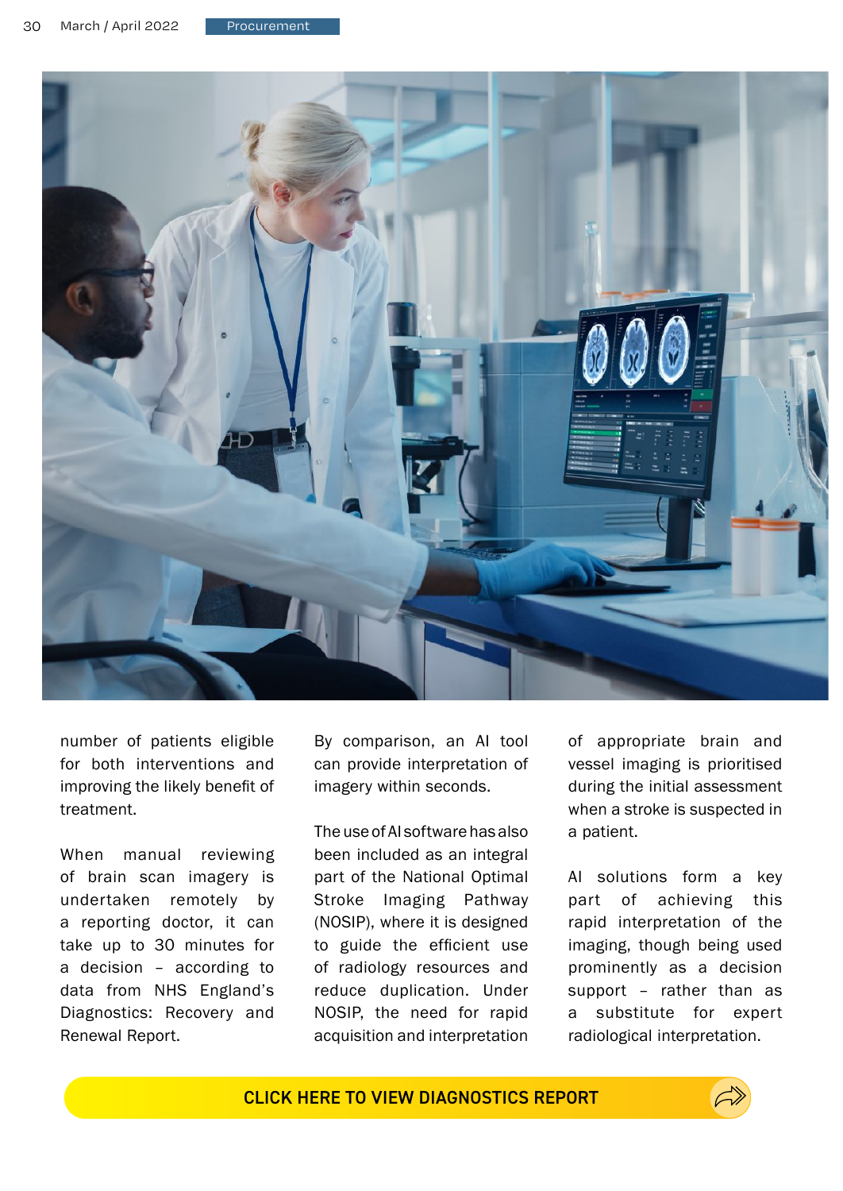number of patients eligible for both interventions and improving the likely benefit of treatment.

When manual reviewing of brain scan imagery is undertaken remotely by a reporting doctor, it can take up to 30 minutes for a decision – according to data from NHS England's Diagnostics: Recovery and Renewal Report.

By comparison, an AI tool can provide interpretation of imagery within seconds.

The use of AI software has also been included as an integral part of the National Optimal Stroke Imaging Pathway (NOSIP), where it is designed to guide the efficient use of radiology resources and reduce duplication. Under NOSIP, the need for rapid acquisition and interpretation of appropriate brain and vessel imaging is prioritised during the initial assessment when a stroke is suspected in a patient.

AI solutions form a key part of achieving this rapid interpretation of the imaging, though being used prominently as a decision support – rather than as a substitute for expert radiological interpretation.

**CLICK HERE TO VIEW DIAGNOSTICS REPORT**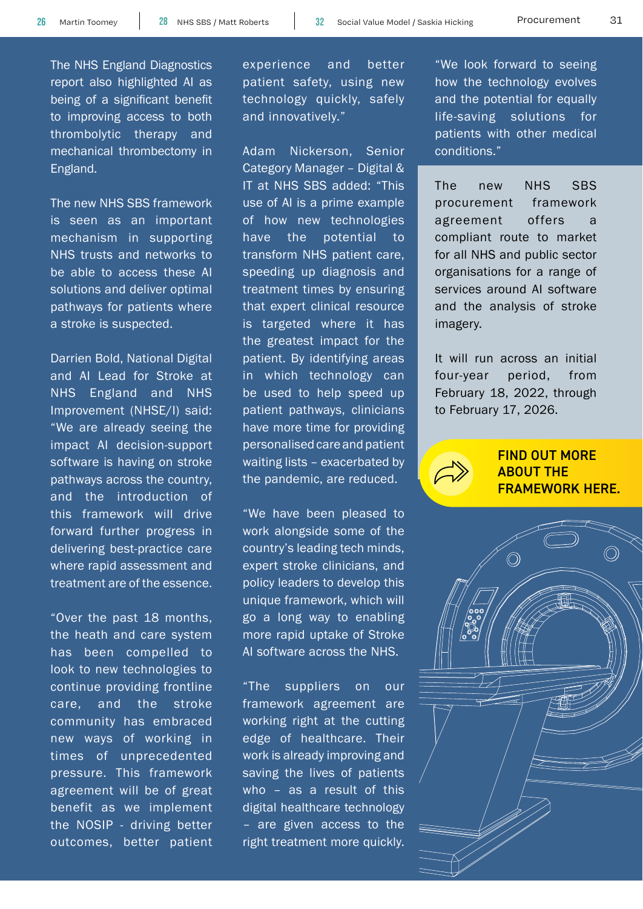The NHS England Diagnostics report also highlighted AI as being of a significant benefit to improving access to both thrombolytic therapy and mechanical thrombectomy in England.

The new NHS SBS framework is seen as an important mechanism in supporting NHS trusts and networks to be able to access these AI solutions and deliver optimal pathways for patients where a stroke is suspected.

Darrien Bold, National Digital and AI Lead for Stroke at NHS England and NHS Improvement (NHSE/I) said: "We are already seeing the impact AI decision-support software is having on stroke pathways across the country, and the introduction of this framework will drive forward further progress in delivering best-practice care where rapid assessment and treatment are of the essence.

"Over the past 18 months, the heath and care system has been compelled to look to new technologies to continue providing frontline care, and the stroke community has embraced new ways of working in times of unprecedented pressure. This framework agreement will be of great benefit as we implement the NOSIP - driving better outcomes, better patient experience and better patient safety, using new technology quickly, safely and innovatively."

Adam Nickerson, Senior Category Manager – Digital & IT at NHS SBS added: "This use of AI is a prime example of how new technologies have the potential to transform NHS patient care, speeding up diagnosis and treatment times by ensuring that expert clinical resource is targeted where it has the greatest impact for the patient. By identifying areas in which technology can be used to help speed up patient pathways, clinicians have more time for providing personalised care and patient waiting lists – exacerbated by the pandemic, are reduced.

"We have been pleased to work alongside some of the country's leading tech minds, expert stroke clinicians, and policy leaders to develop this unique framework, which will go a long way to enabling more rapid uptake of Stroke AI software across the NHS.

"The suppliers on our framework agreement are working right at the cutting edge of healthcare. Their work is already improving and saving the lives of patients who – as a result of this digital healthcare technology – are given access to the right treatment more quickly.

"We look forward to seeing how the technology evolves and the potential for equally life-saving solutions for patients with other medical conditions."

The new NHS SBS procurement framework agreement offers a compliant route to market for all NHS and public sector organisations for a range of services around AI software and the analysis of stroke imagery.

It will run across an initial four-year period, from February 18, 2022, through to February 17, 2026.

**FIND OUT MORE ABOUT THE FRAMEWORK HERE.**